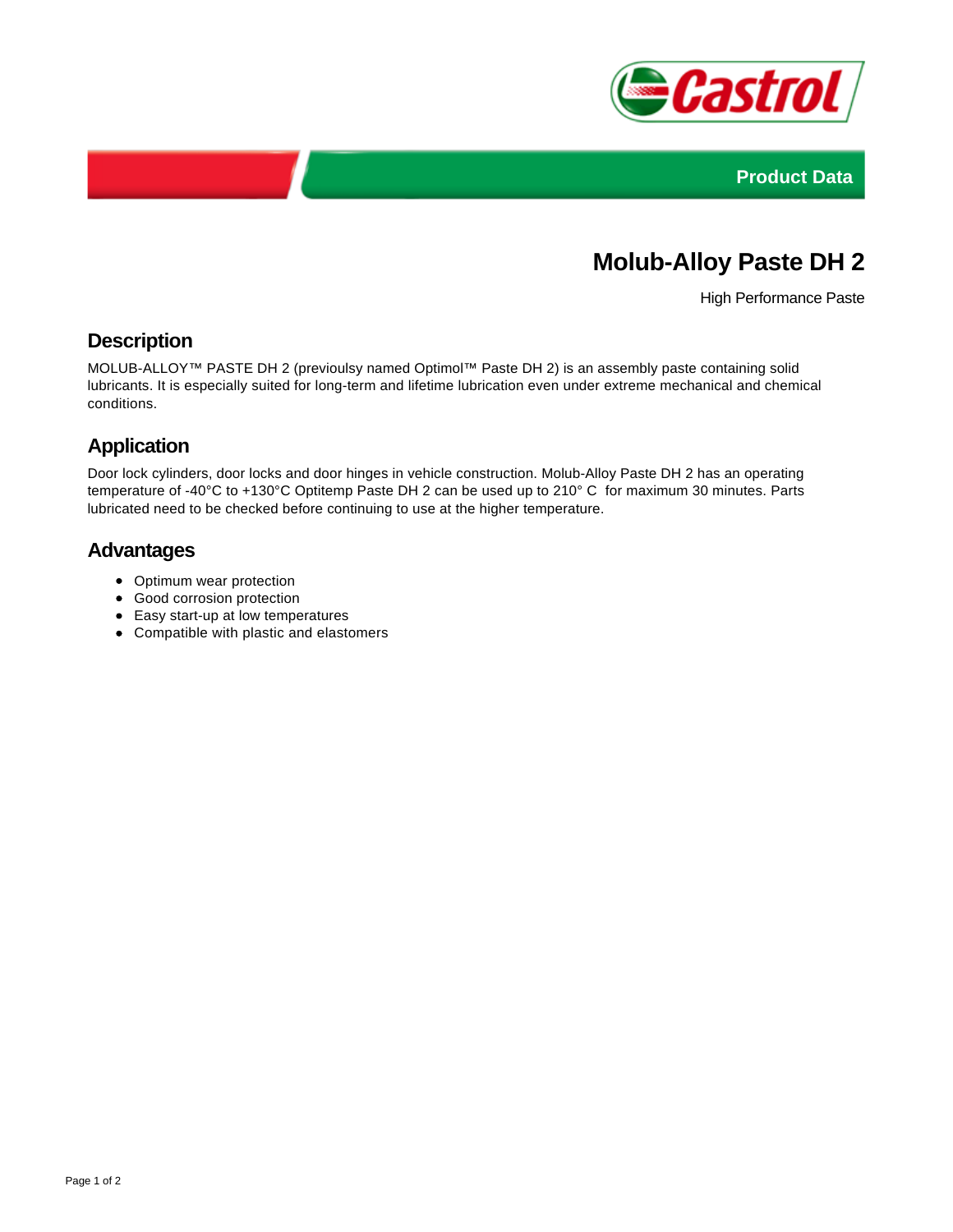Product Data

# Molub-Alloy Paste DH 2

High Performance Paste

## Description

MOLUB-ALLOY™ PASTE DH 2 (previoulsy named Optimol™ Paste DH 2) is an assembly paste containing solid lubricants. It is especially suited for long-term and lifetime lubrication even under extreme mechanical and chemical conditions.

## Application

Door lock cylinders, door locks and door hinges in vehicle construction. Molub-Alloy Paste DH 2 has an operating temperature of -40°C to +130°C Optitemp Paste DH 2 can be used up to 210° C  for maximum 30 minutes. Parts lubricated need to be checked before continuing to use at the higher temperature.

## Advantages

- Optimum wear protection
- Good corrosion protection
- Easy start-up at low temperatures
- Compatible with plastic and elastomers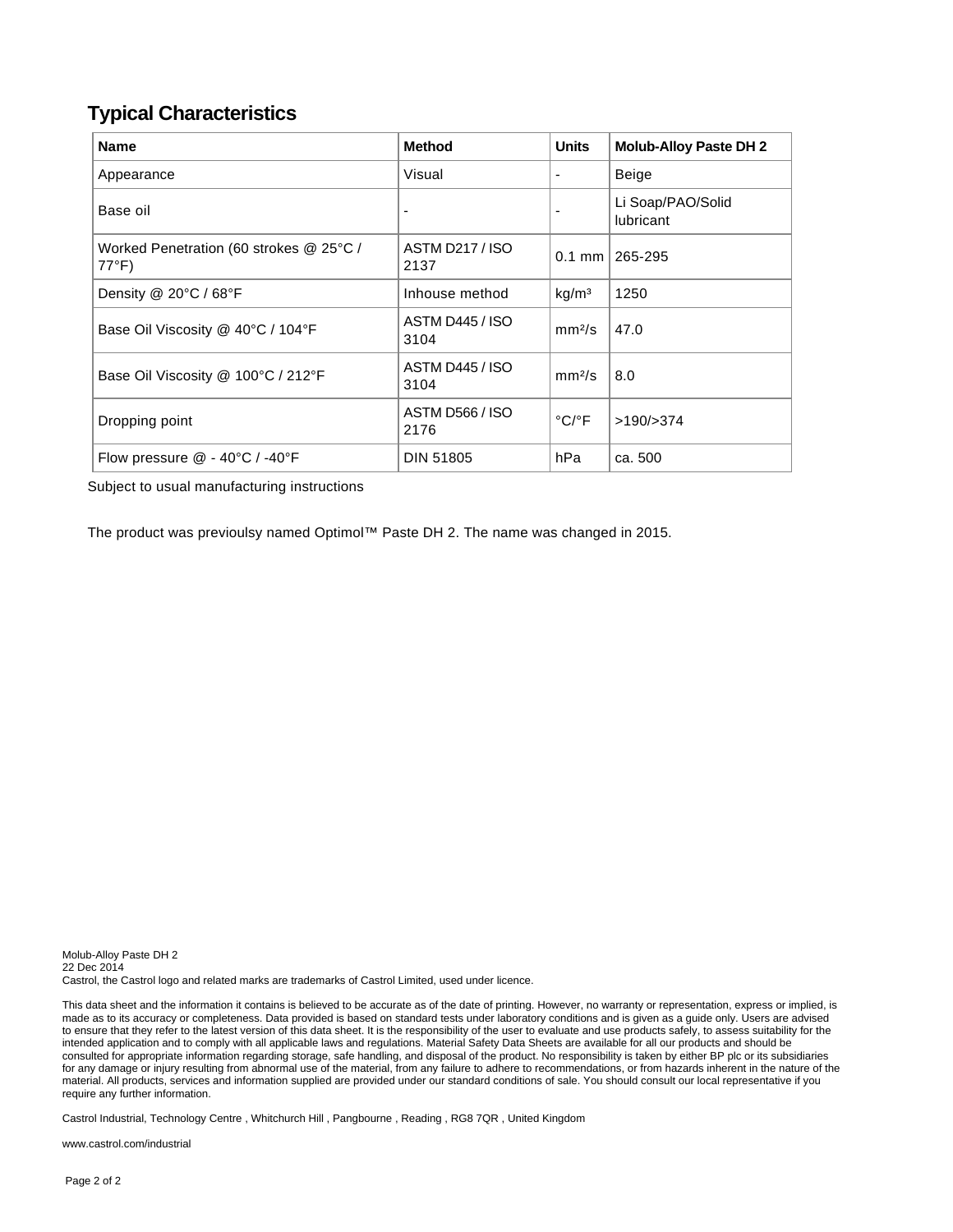## Typical Characteristics

| Name | Method | Units | Molub-Alloy Paste DH 2 |
| --- | --- | --- | --- |
| Appearance | Visual | - | Beige |
| Base oil | - | - | Li Soap/PAO/Solid lubricant |
| Worked Penetration (60 strokes @ 25°C / 77°F) | ASTM D217 / ISO 2137 | 0.1 mm | 265-295 |
| Density @ 20°C / 68°F | Inhouse method | kg/m³ | 1250 |
| Base Oil Viscosity @ 40°C / 104°F | ASTM D445 / ISO 3104 | mm²/s | 47.0 |
| Base Oil Viscosity @ 100°C / 212°F | ASTM D445 / ISO 3104 | mm²/s | 8.0 |
| Dropping point | ASTM D566 / ISO 2176 | °C/°F | >190/>374 |
| Flow pressure @ - 40°C / -40°F | DIN 51805 | hPa | ca. 500 |

Subject to usual manufacturing instructions

The product was previoulsy named Optimol™ Paste DH 2. The name was changed in 2015.

Molub-Alloy Paste DH 2
22 Dec 2014
Castrol, the Castrol logo and related marks are trademarks of Castrol Limited, used under licence.

This data sheet and the information it contains is believed to be accurate as of the date of printing. However, no warranty or representation, express or implied, is made as to its accuracy or completeness. Data provided is based on standard tests under laboratory conditions and is given as a guide only. Users are advised to ensure that they refer to the latest version of this data sheet. It is the responsibility of the user to evaluate and use products safely, to assess suitability for the intended application and to comply with all applicable laws and regulations. Material Safety Data Sheets are available for all our products and should be consulted for appropriate information regarding storage, safe handling, and disposal of the product. No responsibility is taken by either BP plc or its subsidiaries for any damage or injury resulting from abnormal use of the material, from any failure to adhere to recommendations, or from hazards inherent in the nature of the material. All products, services and information supplied are provided under our standard conditions of sale. You should consult our local representative if you require any further information.

Castrol Industrial, Technology Centre , Whitchurch Hill , Pangbourne , Reading , RG8 7QR , United Kingdom

www.castrol.com/industrial